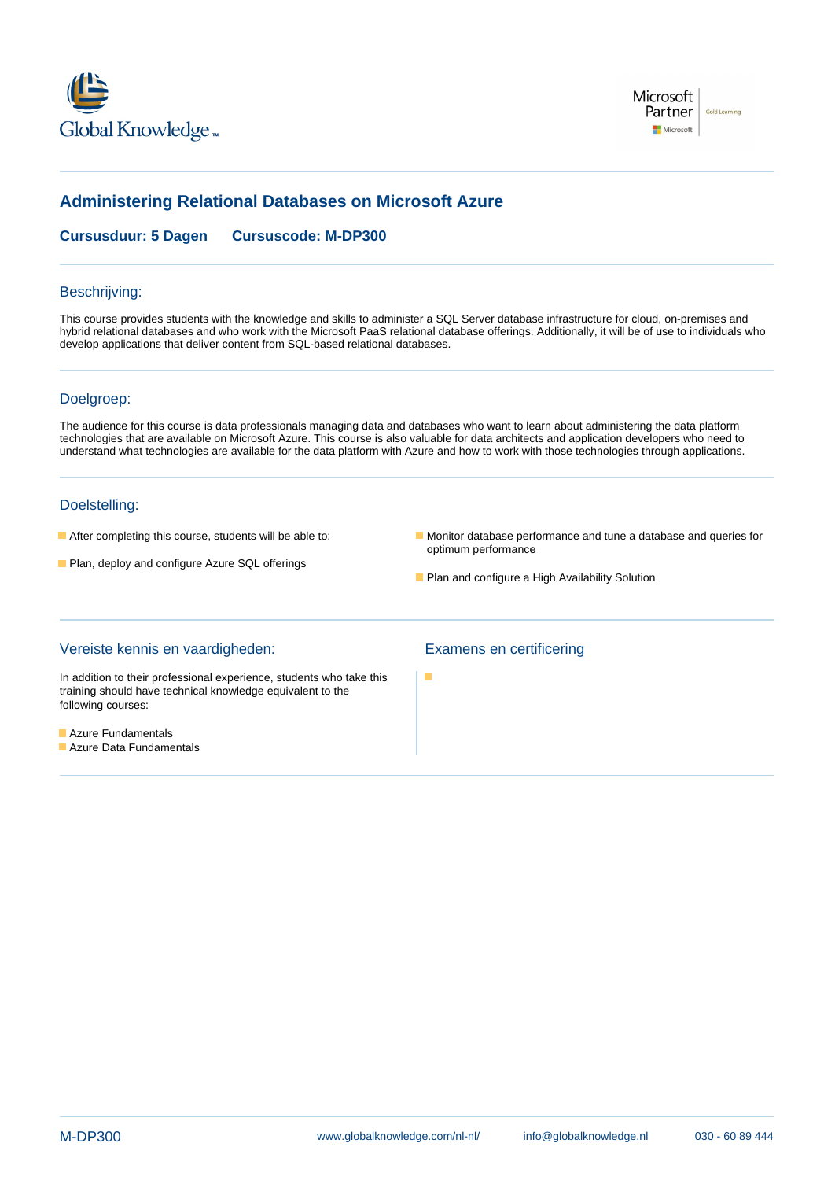# Administering Relational Databases on Microsoft Azure

**Cursusduur: 5 Dagen** **Cursuscode: M-DP300**

## Beschrijving:

This course provides students with the knowledge and skills to administer a SQL Server database infrastructure for cloud, on-premises and hybrid relational databases and who work with the Microsoft PaaS relational database offerings. Additionally, it will be of use to individuals who develop applications that deliver content from SQL-based relational databases.

## Doelgroep:

The audience for this course is data professionals managing data and databases who want to learn about administering the data platform technologies that are available on Microsoft Azure. This course is also valuable for data architects and application developers who need to understand what technologies are available for the data platform with Azure and how to work with those technologies through applications.

## Doelstelling:

- After completing this course, students will be able to:
- Plan, deploy and configure Azure SQL offerings
- Monitor database performance and tune a database and queries for optimum performance
- Plan and configure a High Availability Solution

## Vereiste kennis en vaardigheden:

In addition to their professional experience, students who take this training should have technical knowledge equivalent to the following courses:

- Azure Fundamentals
- Azure Data Fundamentals

## Examens en certificering

-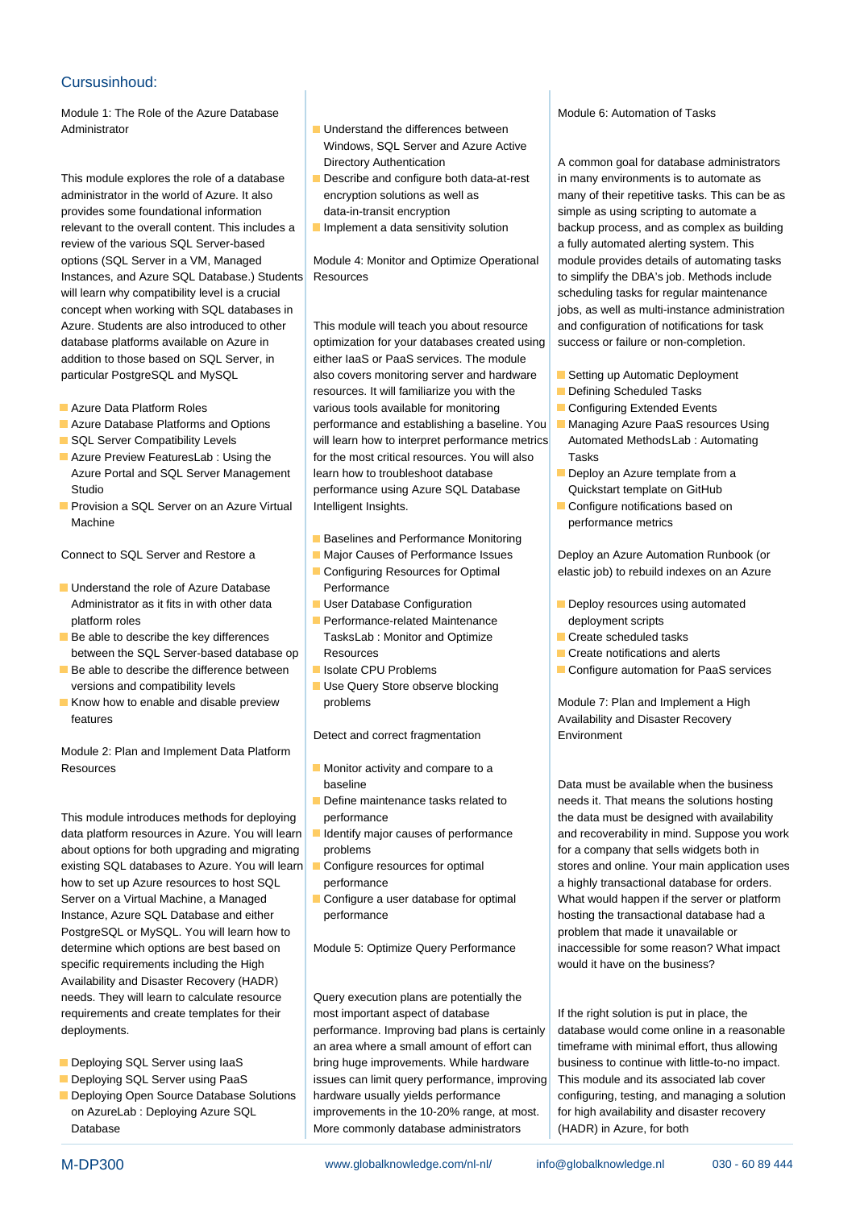## Cursusinhoud:

Module 1: The Role of the Azure Database Administrator

This module explores the role of a database administrator in the world of Azure. It also provides some foundational information relevant to the overall content. This includes a review of the various SQL Server-based options (SQL Server in a VM, Managed Instances, and Azure SQL Database.) Students will learn why compatibility level is a crucial concept when working with SQL databases in Azure. Students are also introduced to other database platforms available on Azure in addition to those based on SQL Server, in particular PostgreSQL and MySQL

- Azure Data Platform Roles
- Azure Database Platforms and Options
- SQL Server Compatibility Levels
- Azure Preview FeaturesLab : Using the Azure Portal and SQL Server Management Studio
- Provision a SQL Server on an Azure Virtual Machine

Connect to SQL Server and Restore a

- Understand the role of Azure Database Administrator as it fits in with other data platform roles
- Be able to describe the key differences between the SQL Server-based database op
- Be able to describe the difference between versions and compatibility levels
- Know how to enable and disable preview features

Module 2: Plan and Implement Data Platform Resources

This module introduces methods for deploying data platform resources in Azure. You will learn about options for both upgrading and migrating existing SQL databases to Azure. You will learn how to set up Azure resources to host SQL Server on a Virtual Machine, a Managed Instance, Azure SQL Database and either PostgreSQL or MySQL. You will learn how to determine which options are best based on specific requirements including the High Availability and Disaster Recovery (HADR) needs. They will learn to calculate resource requirements and create templates for their deployments.

- Deploying SQL Server using IaaS
- Deploying SQL Server using PaaS
- Deploying Open Source Database Solutions on AzureLab : Deploying Azure SQL Database

- Understand the differences between Windows, SQL Server and Azure Active Directory Authentication
- Describe and configure both data-at-rest encryption solutions as well as data-in-transit encryption
- Implement a data sensitivity solution

Module 4: Monitor and Optimize Operational Resources

This module will teach you about resource optimization for your databases created using either IaaS or PaaS services. The module also covers monitoring server and hardware resources. It will familiarize you with the various tools available for monitoring performance and establishing a baseline. You will learn how to interpret performance metrics for the most critical resources. You will also learn how to troubleshoot database performance using Azure SQL Database Intelligent Insights.

- Baselines and Performance Monitoring
- Major Causes of Performance Issues
- Configuring Resources for Optimal Performance
- User Database Configuration
- Performance-related Maintenance TasksLab : Monitor and Optimize Resources
- Isolate CPU Problems
- Use Query Store observe blocking problems

Detect and correct fragmentation

- Monitor activity and compare to a baseline
- Define maintenance tasks related to performance
- Identify major causes of performance problems
- Configure resources for optimal performance
- Configure a user database for optimal performance

Module 5: Optimize Query Performance

Query execution plans are potentially the most important aspect of database performance. Improving bad plans is certainly an area where a small amount of effort can bring huge improvements. While hardware issues can limit query performance, improving hardware usually yields performance improvements in the 10-20% range, at most. More commonly database administrators

Module 6: Automation of Tasks

A common goal for database administrators in many environments is to automate as many of their repetitive tasks. This can be as simple as using scripting to automate a backup process, and as complex as building a fully automated alerting system. This module provides details of automating tasks to simplify the DBA's job. Methods include scheduling tasks for regular maintenance jobs, as well as multi-instance administration and configuration of notifications for task success or failure or non-completion.

- Setting up Automatic Deployment
- Defining Scheduled Tasks
- Configuring Extended Events
- Managing Azure PaaS resources Using Automated MethodsLab : Automating Tasks
- Deploy an Azure template from a Quickstart template on GitHub
- Configure notifications based on performance metrics

Deploy an Azure Automation Runbook (or elastic job) to rebuild indexes on an Azure

- Deploy resources using automated deployment scripts
- Create scheduled tasks
- Create notifications and alerts
- Configure automation for PaaS services

Module 7: Plan and Implement a High Availability and Disaster Recovery Environment

Data must be available when the business needs it. That means the solutions hosting the data must be designed with availability and recoverability in mind. Suppose you work for a company that sells widgets both in stores and online. Your main application uses a highly transactional database for orders. What would happen if the server or platform hosting the transactional database had a problem that made it unavailable or inaccessible for some reason? What impact would it have on the business?

If the right solution is put in place, the database would come online in a reasonable timeframe with minimal effort, thus allowing business to continue with little-to-no impact. This module and its associated lab cover configuring, testing, and managing a solution for high availability and disaster recovery (HADR) in Azure, for both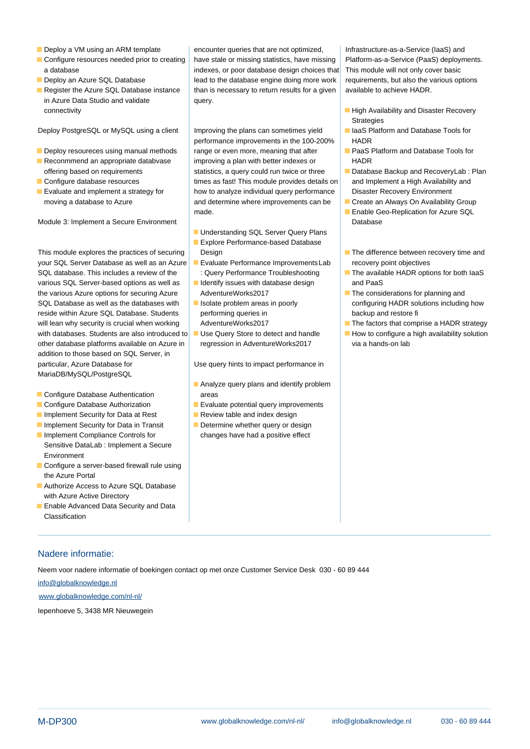- Deploy a VM using an ARM template
- Configure resources needed prior to creating a database
- Deploy an Azure SQL Database
- Register the Azure SQL Database instance in Azure Data Studio and validate connectivity

Deploy PostgreSQL or MySQL using a client

- Deploy resoureces using manual methods
- Reconmmend an appropriate databvase offering based on requirements
- Configure database resources
- Evaluate and implement a strategy for moving a database to Azure

Module 3: Implement a Secure Environment

This module explores the practices of securing your SQL Server Database as well as an Azure SQL database. This includes a review of the various SQL Server-based options as well as the various Azure options for securing Azure SQL Database as well as the databases with reside within Azure SQL Database. Students will lean why security is crucial when working with databases. Students are also introduced to other database platforms available on Azure in addition to those based on SQL Server, in particular, Azure Database for MariaDB/MySQL/PostgreSQL

- Configure Database Authentication
- Configure Database Authorization
- Implement Security for Data at Rest
- Implement Security for Data in Transit
- Implement Compliance Controls for Sensitive DataLab : Implement a Secure Environment
- Configure a server-based firewall rule using the Azure Portal
- Authorize Access to Azure SQL Database with Azure Active Directory
- Enable Advanced Data Security and Data Classification

encounter queries that are not optimized, have stale or missing statistics, have missing indexes, or poor database design choices that lead to the database engine doing more work than is necessary to return results for a given query.

Improving the plans can sometimes yield performance improvements in the 100-200% range or even more, meaning that after improving a plan with better indexes or statistics, a query could run twice or three times as fast! This module provides details on how to analyze individual query performance and determine where improvements can be made.

- Understanding SQL Server Query Plans
- Explore Performance-based Database Design
- Evaluate Performance ImprovementsLab : Query Performance Troubleshooting
- Identify issues with database design AdventureWorks2017
- Isolate problem areas in poorly performing queries in AdventureWorks2017
- Use Query Store to detect and handle regression in AdventureWorks2017

Use query hints to impact performance in

- Analyze query plans and identify problem areas
- Evaluate potential query improvements
- Review table and index design
- Determine whether query or design changes have had a positive effect

Infrastructure-as-a-Service (IaaS) and Platform-as-a-Service (PaaS) deployments. This module will not only cover basic requirements, but also the various options available to achieve HADR.

- High Availability and Disaster Recovery Strategies
- IaaS Platform and Database Tools for HADR
- PaaS Platform and Database Tools for HADR
- Database Backup and RecoveryLab : Plan and Implement a High Availability and Disaster Recovery Environment
- Create an Always On Availability Group
- Enable Geo-Replication for Azure SQL Database

- The difference between recovery time and recovery point objectives
- The available HADR options for both IaaS and PaaS
- The considerations for planning and configuring HADR solutions including how backup and restore fi
- The factors that comprise a HADR strategy
- How to configure a high availability solution via a hands-on lab

## Nadere informatie:

Neem voor nadere informatie of boekingen contact op met onze Customer Service Desk 030 - 60 89 444

info@globalknowledge.nl

www.globalknowledge.com/nl-nl/

Iepenhoeve 5, 3438 MR Nieuwegein